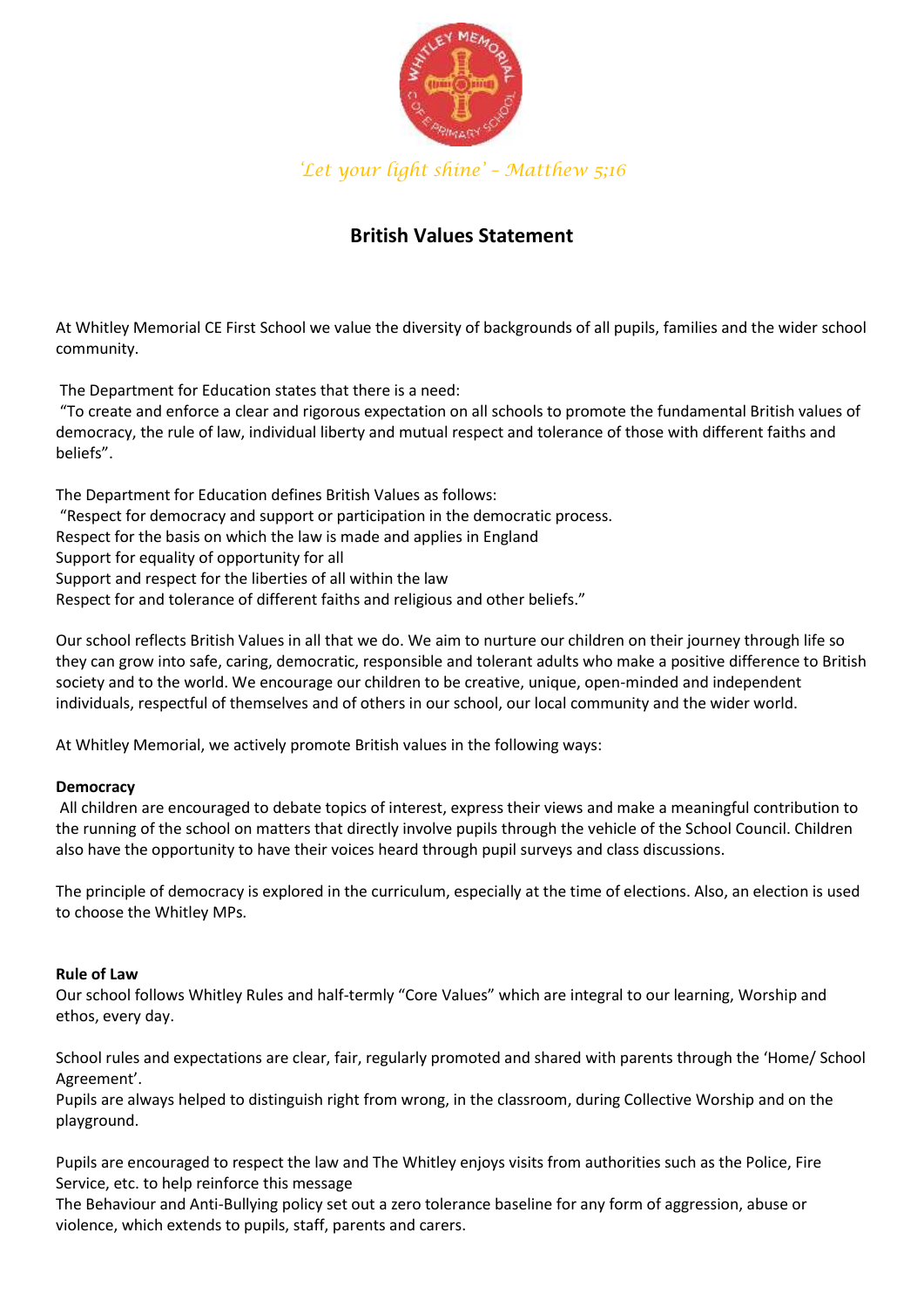*'Let your light shine' – Matthew 5;16*

# British Values Statement

At Whitley Memorial CE First School we value the diversity of backgrounds of all pupils, families and the wider school community.

The Department for Education states that there is a need:
"To create and enforce a clear and rigorous expectation on all schools to promote the fundamental British values of democracy, the rule of law, individual liberty and mutual respect and tolerance of those with different faiths and beliefs".

The Department for Education defines British Values as follows:
"Respect for democracy and support or participation in the democratic process.
Respect for the basis on which the law is made and applies in England
Support for equality of opportunity for all
Support and respect for the liberties of all within the law
Respect for and tolerance of different faiths and religious and other beliefs."

Our school reflects British Values in all that we do. We aim to nurture our children on their journey through life so they can grow into safe, caring, democratic, responsible and tolerant adults who make a positive difference to British society and to the world. We encourage our children to be creative, unique, open-minded and independent individuals, respectful of themselves and of others in our school, our local community and the wider world.

At Whitley Memorial, we actively promote British values in the following ways:

**Democracy**

All children are encouraged to debate topics of interest, express their views and make a meaningful contribution to the running of the school on matters that directly involve pupils through the vehicle of the School Council. Children also have the opportunity to have their voices heard through pupil surveys and class discussions.

The principle of democracy is explored in the curriculum, especially at the time of elections. Also, an election is used to choose the Whitley MPs.

**Rule of Law**

Our school follows Whitley Rules and half-termly "Core Values" which are integral to our learning, Worship and ethos, every day.

School rules and expectations are clear, fair, regularly promoted and shared with parents through the 'Home/ School Agreement'.
Pupils are always helped to distinguish right from wrong, in the classroom, during Collective Worship and on the playground.

Pupils are encouraged to respect the law and The Whitley enjoys visits from authorities such as the Police, Fire Service, etc. to help reinforce this message
The Behaviour and Anti-Bullying policy set out a zero tolerance baseline for any form of aggression, abuse or violence, which extends to pupils, staff, parents and carers.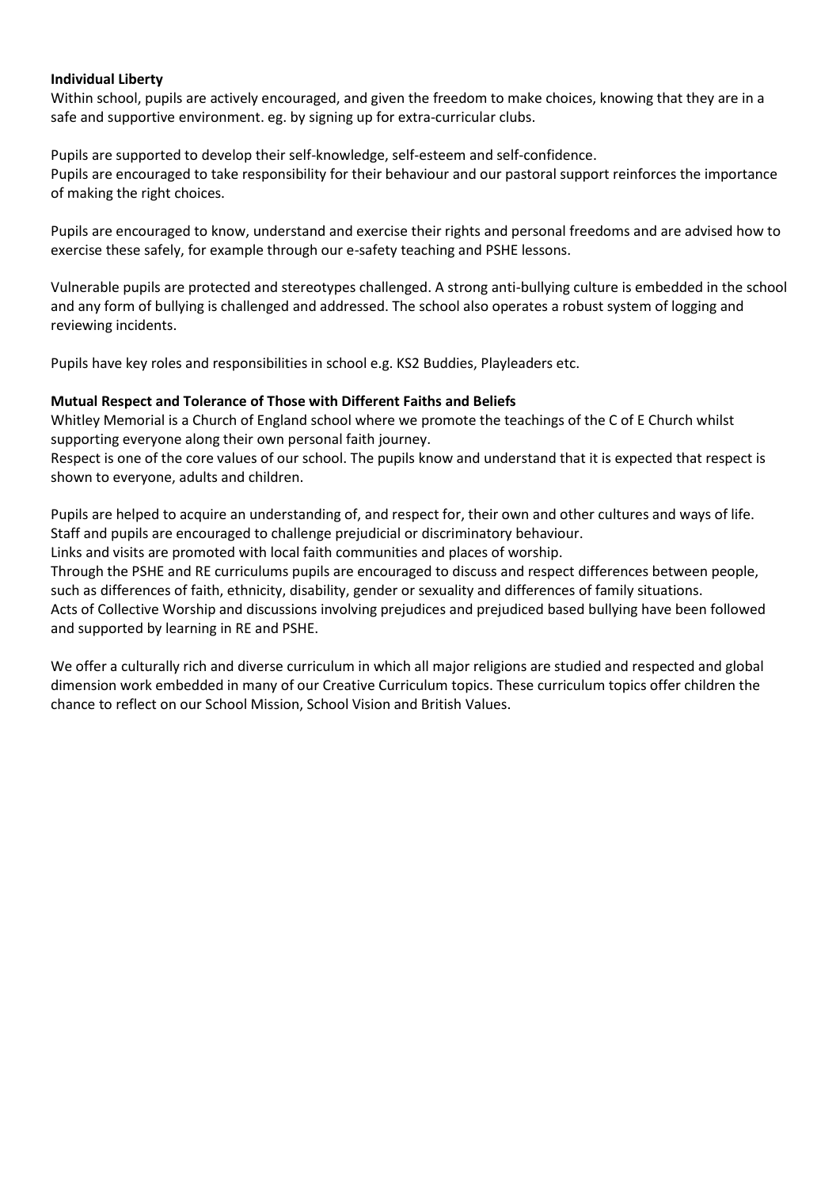**Individual Liberty**

Within school, pupils are actively encouraged, and given the freedom to make choices, knowing that they are in a safe and supportive environment. eg. by signing up for extra-curricular clubs.

Pupils are supported to develop their self-knowledge, self-esteem and self-confidence.
Pupils are encouraged to take responsibility for their behaviour and our pastoral support reinforces the importance of making the right choices.

Pupils are encouraged to know, understand and exercise their rights and personal freedoms and are advised how to exercise these safely, for example through our e-safety teaching and PSHE lessons.

Vulnerable pupils are protected and stereotypes challenged. A strong anti-bullying culture is embedded in the school and any form of bullying is challenged and addressed. The school also operates a robust system of logging and reviewing incidents.

Pupils have key roles and responsibilities in school e.g. KS2 Buddies, Playleaders etc.

**Mutual Respect and Tolerance of Those with Different Faiths and Beliefs**

Whitley Memorial is a Church of England school where we promote the teachings of the C of E Church whilst supporting everyone along their own personal faith journey.
Respect is one of the core values of our school. The pupils know and understand that it is expected that respect is shown to everyone, adults and children.

Pupils are helped to acquire an understanding of, and respect for, their own and other cultures and ways of life.
Staff and pupils are encouraged to challenge prejudicial or discriminatory behaviour.
Links and visits are promoted with local faith communities and places of worship.
Through the PSHE and RE curriculums pupils are encouraged to discuss and respect differences between people, such as differences of faith, ethnicity, disability, gender or sexuality and differences of family situations.
Acts of Collective Worship and discussions involving prejudices and prejudiced based bullying have been followed and supported by learning in RE and PSHE.

We offer a culturally rich and diverse curriculum in which all major religions are studied and respected and global dimension work embedded in many of our Creative Curriculum topics. These curriculum topics offer children the chance to reflect on our School Mission, School Vision and British Values.